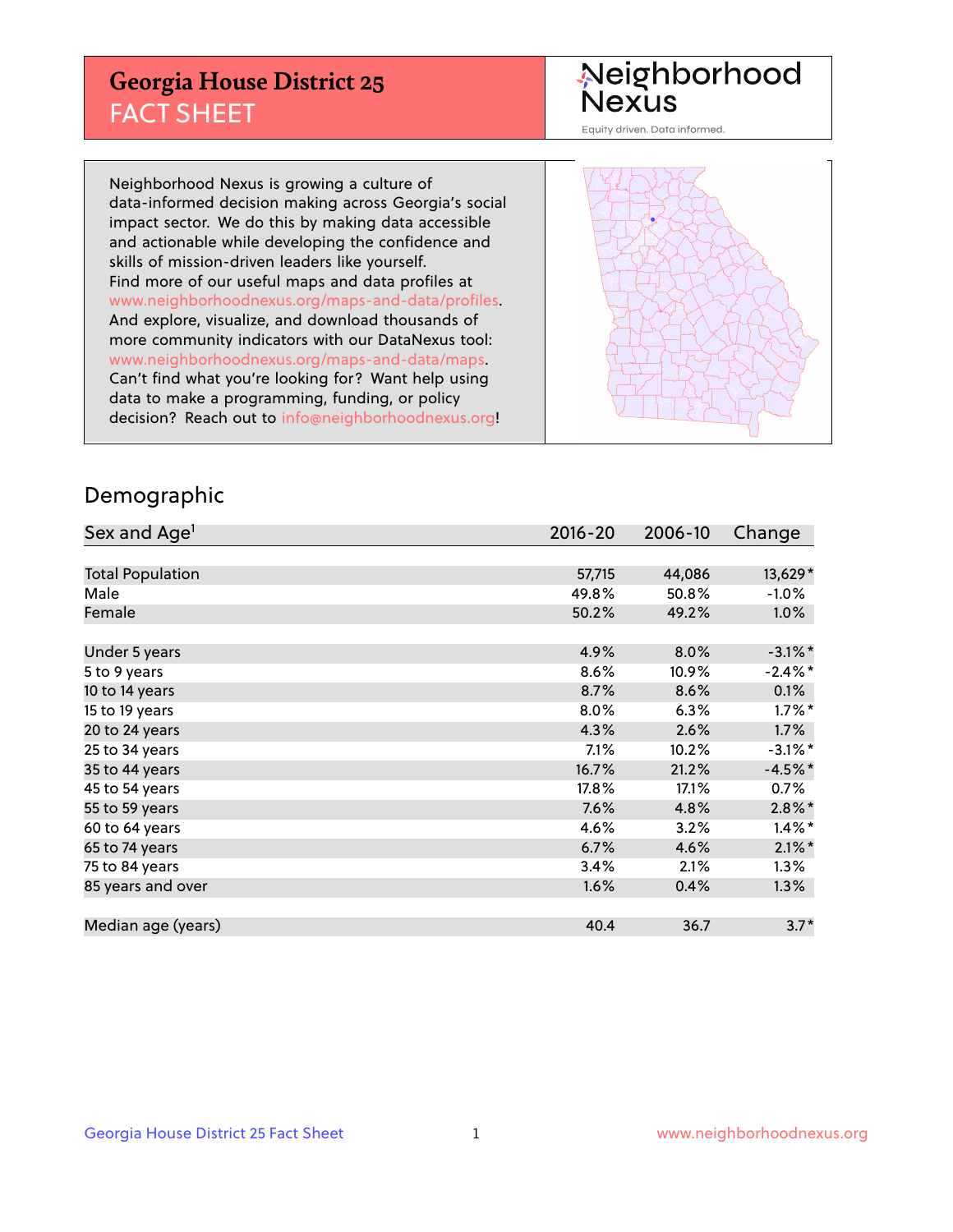# Georgia House District 25
## FACT SHEET

Neighborhood Nexus
Equity driven. Data informed.

Neighborhood Nexus is growing a culture of data-informed decision making across Georgia's social impact sector. We do this by making data accessible and actionable while developing the confidence and skills of mission-driven leaders like yourself. Find more of our useful maps and data profiles at www.neighborhoodnexus.org/maps-and-data/profiles. And explore, visualize, and download thousands of more community indicators with our DataNexus tool: www.neighborhoodnexus.org/maps-and-data/maps. Can't find what you're looking for? Want help using data to make a programming, funding, or policy decision? Reach out to info@neighborhoodnexus.org!

## Demographic

| Sex and Age[1] | 2016-20 | 2006-10 | Change |
|---|---|---|---|
| Total Population | 57,715 | 44,086 | 13,629* |
| Male | 49.8% | 50.8% | -1.0% |
| Female | 50.2% | 49.2% | 1.0% |
| | | | |
| Under 5 years | 4.9% | 8.0% | -3.1%* |
| 5 to 9 years | 8.6% | 10.9% | -2.4%* |
| 10 to 14 years | 8.7% | 8.6% | 0.1% |
| 15 to 19 years | 8.0% | 6.3% | 1.7%* |
| 20 to 24 years | 4.3% | 2.6% | 1.7% |
| 25 to 34 years | 7.1% | 10.2% | -3.1%* |
| 35 to 44 years | 16.7% | 21.2% | -4.5%* |
| 45 to 54 years | 17.8% | 17.1% | 0.7% |
| 55 to 59 years | 7.6% | 4.8% | 2.8%* |
| 60 to 64 years | 4.6% | 3.2% | 1.4%* |
| 65 to 74 years | 6.7% | 4.6% | 2.1%* |
| 75 to 84 years | 3.4% | 2.1% | 1.3% |
| 85 years and over | 1.6% | 0.4% | 1.3% |
| | | | |
| Median age (years) | 40.4 | 36.7 | 3.7* |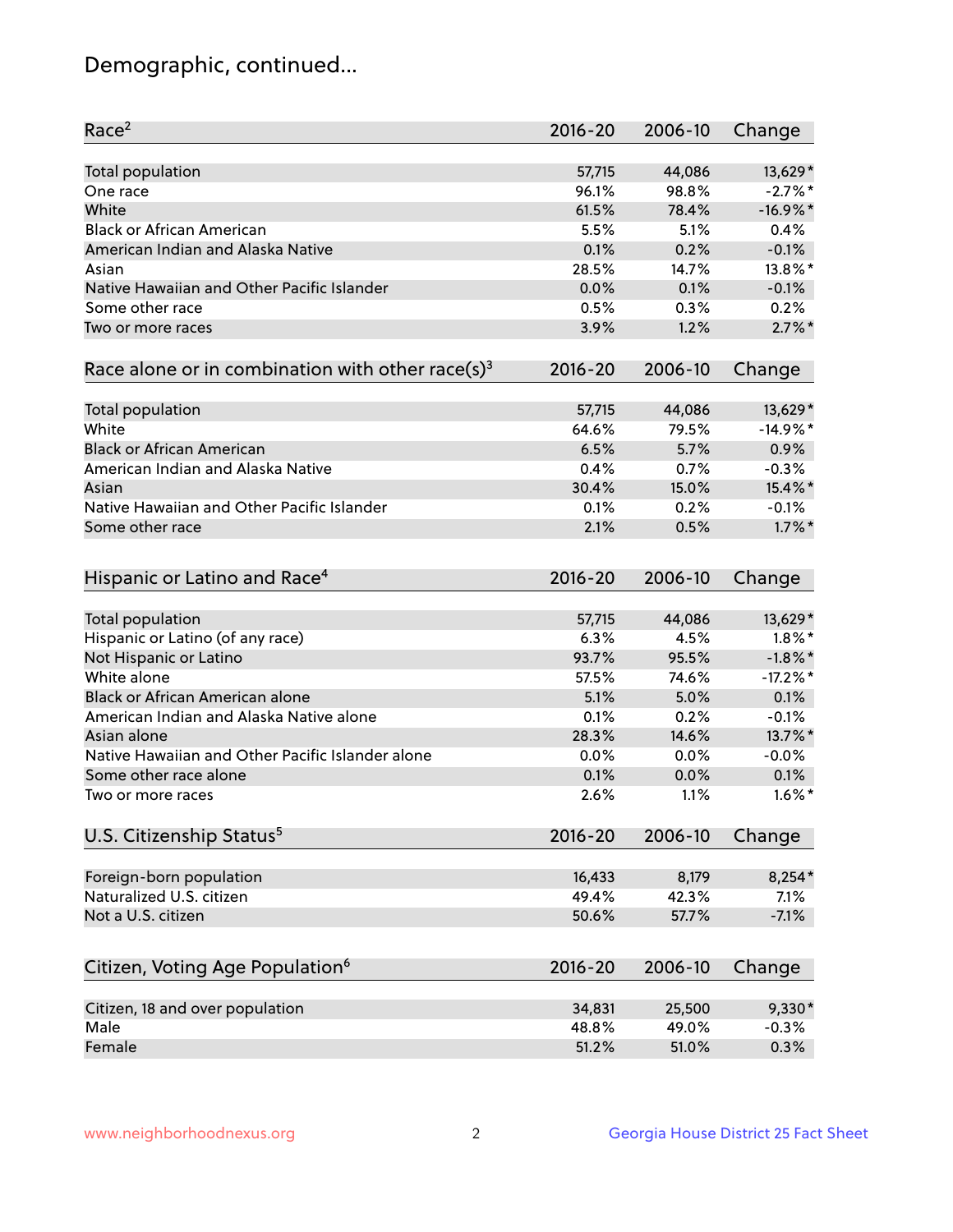# Demographic, continued...

| Race[2] | 2016-20 | 2006-10 | Change |
|---|---|---|---|
| Total population | 57,715 | 44,086 | 13,629* |
| One race | 96.1% | 98.8% | -2.7%* |
| White | 61.5% | 78.4% | -16.9%* |
| Black or African American | 5.5% | 5.1% | 0.4% |
| American Indian and Alaska Native | 0.1% | 0.2% | -0.1% |
| Asian | 28.5% | 14.7% | 13.8%* |
| Native Hawaiian and Other Pacific Islander | 0.0% | 0.1% | -0.1% |
| Some other race | 0.5% | 0.3% | 0.2% |
| Two or more races | 3.9% | 1.2% | 2.7%* |

| Race alone or in combination with other race(s)[3] | 2016-20 | 2006-10 | Change |
|---|---|---|---|
| Total population | 57,715 | 44,086 | 13,629* |
| White | 64.6% | 79.5% | -14.9%* |
| Black or African American | 6.5% | 5.7% | 0.9% |
| American Indian and Alaska Native | 0.4% | 0.7% | -0.3% |
| Asian | 30.4% | 15.0% | 15.4%* |
| Native Hawaiian and Other Pacific Islander | 0.1% | 0.2% | -0.1% |
| Some other race | 2.1% | 0.5% | 1.7%* |

| Hispanic or Latino and Race[4] | 2016-20 | 2006-10 | Change |
|---|---|---|---|
| Total population | 57,715 | 44,086 | 13,629* |
| Hispanic or Latino (of any race) | 6.3% | 4.5% | 1.8%* |
| Not Hispanic or Latino | 93.7% | 95.5% | -1.8%* |
| White alone | 57.5% | 74.6% | -17.2%* |
| Black or African American alone | 5.1% | 5.0% | 0.1% |
| American Indian and Alaska Native alone | 0.1% | 0.2% | -0.1% |
| Asian alone | 28.3% | 14.6% | 13.7%* |
| Native Hawaiian and Other Pacific Islander alone | 0.0% | 0.0% | -0.0% |
| Some other race alone | 0.1% | 0.0% | 0.1% |
| Two or more races | 2.6% | 1.1% | 1.6%* |

| U.S. Citizenship Status[5] | 2016-20 | 2006-10 | Change |
|---|---|---|---|
| Foreign-born population | 16,433 | 8,179 | 8,254* |
| Naturalized U.S. citizen | 49.4% | 42.3% | 7.1% |
| Not a U.S. citizen | 50.6% | 57.7% | -7.1% |

| Citizen, Voting Age Population[6] | 2016-20 | 2006-10 | Change |
|---|---|---|---|
| Citizen, 18 and over population | 34,831 | 25,500 | 9,330* |
| Male | 48.8% | 49.0% | -0.3% |
| Female | 51.2% | 51.0% | 0.3% |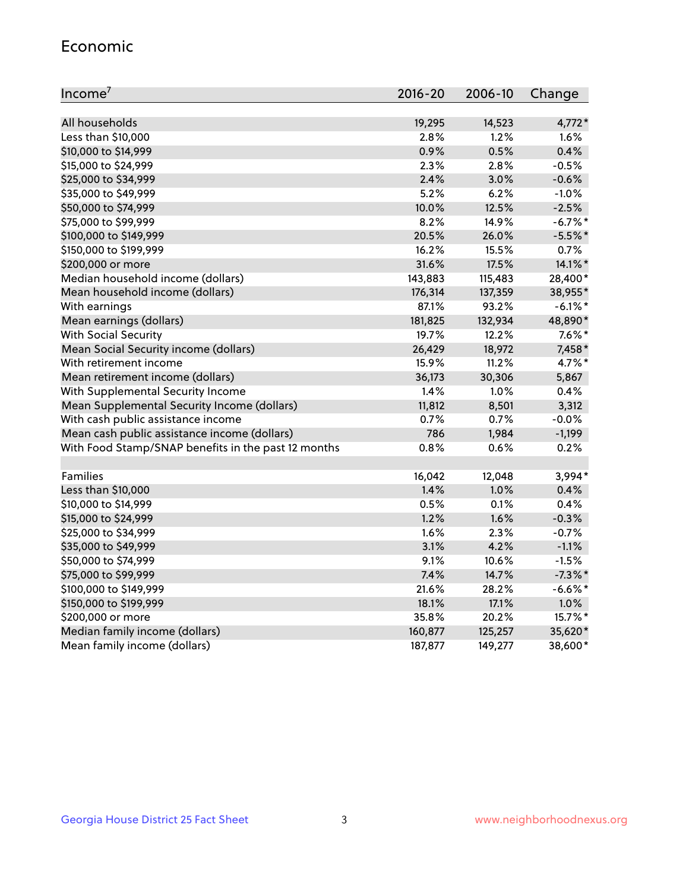## Economic

| Income[7] | 2016-20 | 2006-10 | Change |
|---|---|---|---|
| All households | 19,295 | 14,523 | 4,772* |
| Less than $10,000 | 2.8% | 1.2% | 1.6% |
| $10,000 to $14,999 | 0.9% | 0.5% | 0.4% |
| $15,000 to $24,999 | 2.3% | 2.8% | -0.5% |
| $25,000 to $34,999 | 2.4% | 3.0% | -0.6% |
| $35,000 to $49,999 | 5.2% | 6.2% | -1.0% |
| $50,000 to $74,999 | 10.0% | 12.5% | -2.5% |
| $75,000 to $99,999 | 8.2% | 14.9% | -6.7%* |
| $100,000 to $149,999 | 20.5% | 26.0% | -5.5%* |
| $150,000 to $199,999 | 16.2% | 15.5% | 0.7% |
| $200,000 or more | 31.6% | 17.5% | 14.1%* |
| Median household income (dollars) | 143,883 | 115,483 | 28,400* |
| Mean household income (dollars) | 176,314 | 137,359 | 38,955* |
| With earnings | 87.1% | 93.2% | -6.1%* |
| Mean earnings (dollars) | 181,825 | 132,934 | 48,890* |
| With Social Security | 19.7% | 12.2% | 7.6%* |
| Mean Social Security income (dollars) | 26,429 | 18,972 | 7,458* |
| With retirement income | 15.9% | 11.2% | 4.7%* |
| Mean retirement income (dollars) | 36,173 | 30,306 | 5,867 |
| With Supplemental Security Income | 1.4% | 1.0% | 0.4% |
| Mean Supplemental Security Income (dollars) | 11,812 | 8,501 | 3,312 |
| With cash public assistance income | 0.7% | 0.7% | -0.0% |
| Mean cash public assistance income (dollars) | 786 | 1,984 | -1,199 |
| With Food Stamp/SNAP benefits in the past 12 months | 0.8% | 0.6% | 0.2% |
| | | | |
| Families | 16,042 | 12,048 | 3,994* |
| Less than $10,000 | 1.4% | 1.0% | 0.4% |
| $10,000 to $14,999 | 0.5% | 0.1% | 0.4% |
| $15,000 to $24,999 | 1.2% | 1.6% | -0.3% |
| $25,000 to $34,999 | 1.6% | 2.3% | -0.7% |
| $35,000 to $49,999 | 3.1% | 4.2% | -1.1% |
| $50,000 to $74,999 | 9.1% | 10.6% | -1.5% |
| $75,000 to $99,999 | 7.4% | 14.7% | -7.3%* |
| $100,000 to $149,999 | 21.6% | 28.2% | -6.6%* |
| $150,000 to $199,999 | 18.1% | 17.1% | 1.0% |
| $200,000 or more | 35.8% | 20.2% | 15.7%* |
| Median family income (dollars) | 160,877 | 125,257 | 35,620* |
| Mean family income (dollars) | 187,877 | 149,277 | 38,600* |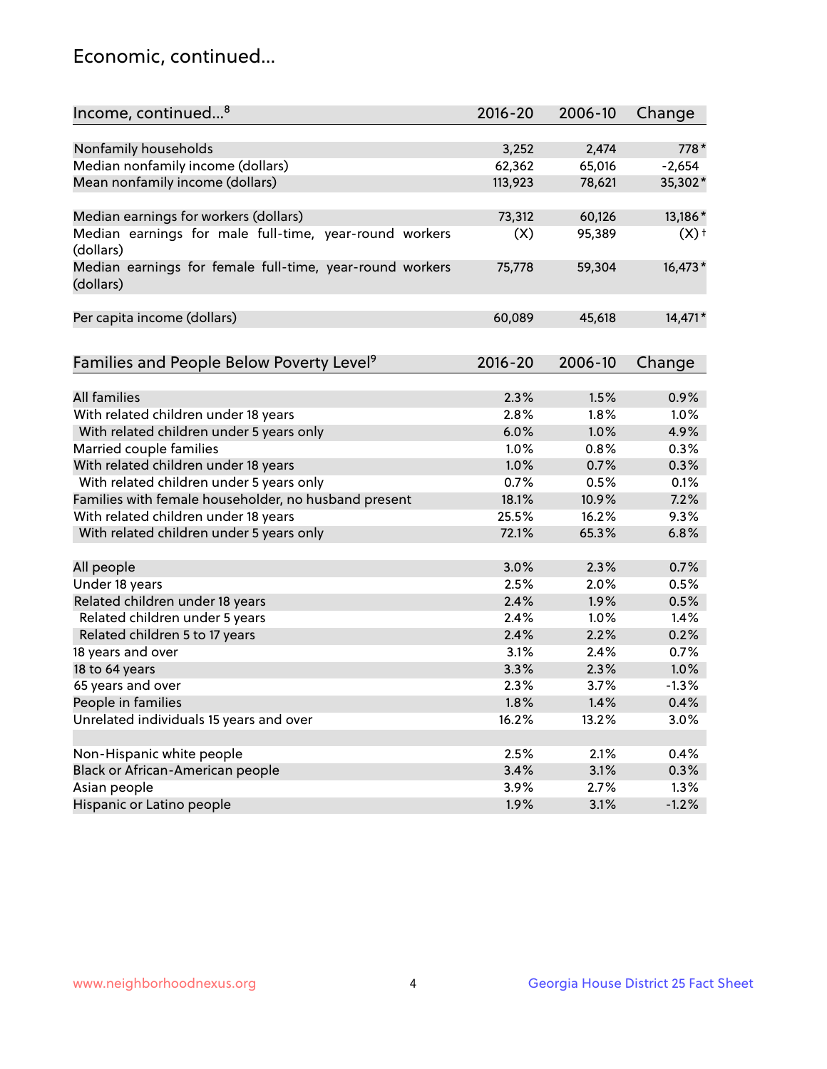# Economic, continued...

| Income, continued...[8] | 2016-20 | 2006-10 | Change |
|---|---|---|---|
| Nonfamily households | 3,252 | 2,474 | 778* |
| Median nonfamily income (dollars) | 62,362 | 65,016 | -2,654 |
| Mean nonfamily income (dollars) | 113,923 | 78,621 | 35,302* |
| Median earnings for workers (dollars) | 73,312 | 60,126 | 13,186* |
| Median earnings for male full-time, year-round workers (dollars) | (X) | 95,389 | (X)† |
| Median earnings for female full-time, year-round workers (dollars) | 75,778 | 59,304 | 16,473* |
| Per capita income (dollars) | 60,089 | 45,618 | 14,471* |

| Families and People Below Poverty Level[9] | 2016-20 | 2006-10 | Change |
|---|---|---|---|
| All families | 2.3% | 1.5% | 0.9% |
| With related children under 18 years | 2.8% | 1.8% | 1.0% |
| With related children under 5 years only | 6.0% | 1.0% | 4.9% |
| Married couple families | 1.0% | 0.8% | 0.3% |
| With related children under 18 years | 1.0% | 0.7% | 0.3% |
| With related children under 5 years only | 0.7% | 0.5% | 0.1% |
| Families with female householder, no husband present | 18.1% | 10.9% | 7.2% |
| With related children under 18 years | 25.5% | 16.2% | 9.3% |
| With related children under 5 years only | 72.1% | 65.3% | 6.8% |
| All people | 3.0% | 2.3% | 0.7% |
| Under 18 years | 2.5% | 2.0% | 0.5% |
| Related children under 18 years | 2.4% | 1.9% | 0.5% |
| Related children under 5 years | 2.4% | 1.0% | 1.4% |
| Related children 5 to 17 years | 2.4% | 2.2% | 0.2% |
| 18 years and over | 3.1% | 2.4% | 0.7% |
| 18 to 64 years | 3.3% | 2.3% | 1.0% |
| 65 years and over | 2.3% | 3.7% | -1.3% |
| People in families | 1.8% | 1.4% | 0.4% |
| Unrelated individuals 15 years and over | 16.2% | 13.2% | 3.0% |
| Non-Hispanic white people | 2.5% | 2.1% | 0.4% |
| Black or African-American people | 3.4% | 3.1% | 0.3% |
| Asian people | 3.9% | 2.7% | 1.3% |
| Hispanic or Latino people | 1.9% | 3.1% | -1.2% |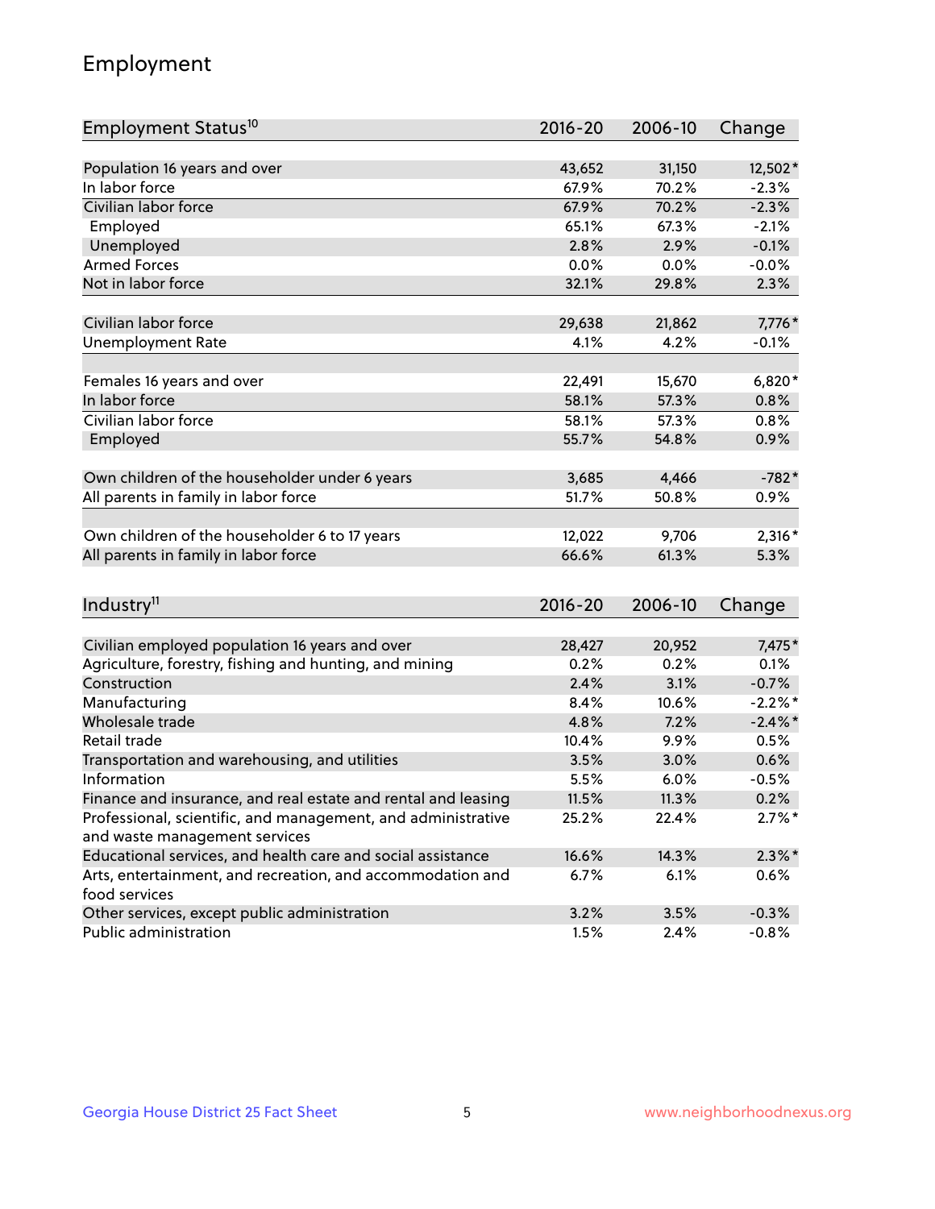## Employment

| Employment Status[10] | 2016-20 | 2006-10 | Change |
|---|---|---|---|
| Population 16 years and over | 43,652 | 31,150 | 12,502* |
| In labor force | 67.9% | 70.2% | -2.3% |
| Civilian labor force | 67.9% | 70.2% | -2.3% |
| Employed | 65.1% | 67.3% | -2.1% |
| Unemployed | 2.8% | 2.9% | -0.1% |
| Armed Forces | 0.0% | 0.0% | -0.0% |
| Not in labor force | 32.1% | 29.8% | 2.3% |
| | | | |
| Civilian labor force | 29,638 | 21,862 | 7,776* |
| Unemployment Rate | 4.1% | 4.2% | -0.1% |
| | | | |
| Females 16 years and over | 22,491 | 15,670 | 6,820* |
| In labor force | 58.1% | 57.3% | 0.8% |
| Civilian labor force | 58.1% | 57.3% | 0.8% |
| Employed | 55.7% | 54.8% | 0.9% |
| | | | |
| Own children of the householder under 6 years | 3,685 | 4,466 | -782* |
| All parents in family in labor force | 51.7% | 50.8% | 0.9% |
| | | | |
| Own children of the householder 6 to 17 years | 12,022 | 9,706 | 2,316* |
| All parents in family in labor force | 66.6% | 61.3% | 5.3% |

| Industry[11] | 2016-20 | 2006-10 | Change |
|---|---|---|---|
| Civilian employed population 16 years and over | 28,427 | 20,952 | 7,475* |
| Agriculture, forestry, fishing and hunting, and mining | 0.2% | 0.2% | 0.1% |
| Construction | 2.4% | 3.1% | -0.7% |
| Manufacturing | 8.4% | 10.6% | -2.2%* |
| Wholesale trade | 4.8% | 7.2% | -2.4%* |
| Retail trade | 10.4% | 9.9% | 0.5% |
| Transportation and warehousing, and utilities | 3.5% | 3.0% | 0.6% |
| Information | 5.5% | 6.0% | -0.5% |
| Finance and insurance, and real estate and rental and leasing | 11.5% | 11.3% | 0.2% |
| Professional, scientific, and management, and administrative and waste management services | 25.2% | 22.4% | 2.7%* |
| Educational services, and health care and social assistance | 16.6% | 14.3% | 2.3%* |
| Arts, entertainment, and recreation, and accommodation and food services | 6.7% | 6.1% | 0.6% |
| Other services, except public administration | 3.2% | 3.5% | -0.3% |
| Public administration | 1.5% | 2.4% | -0.8% |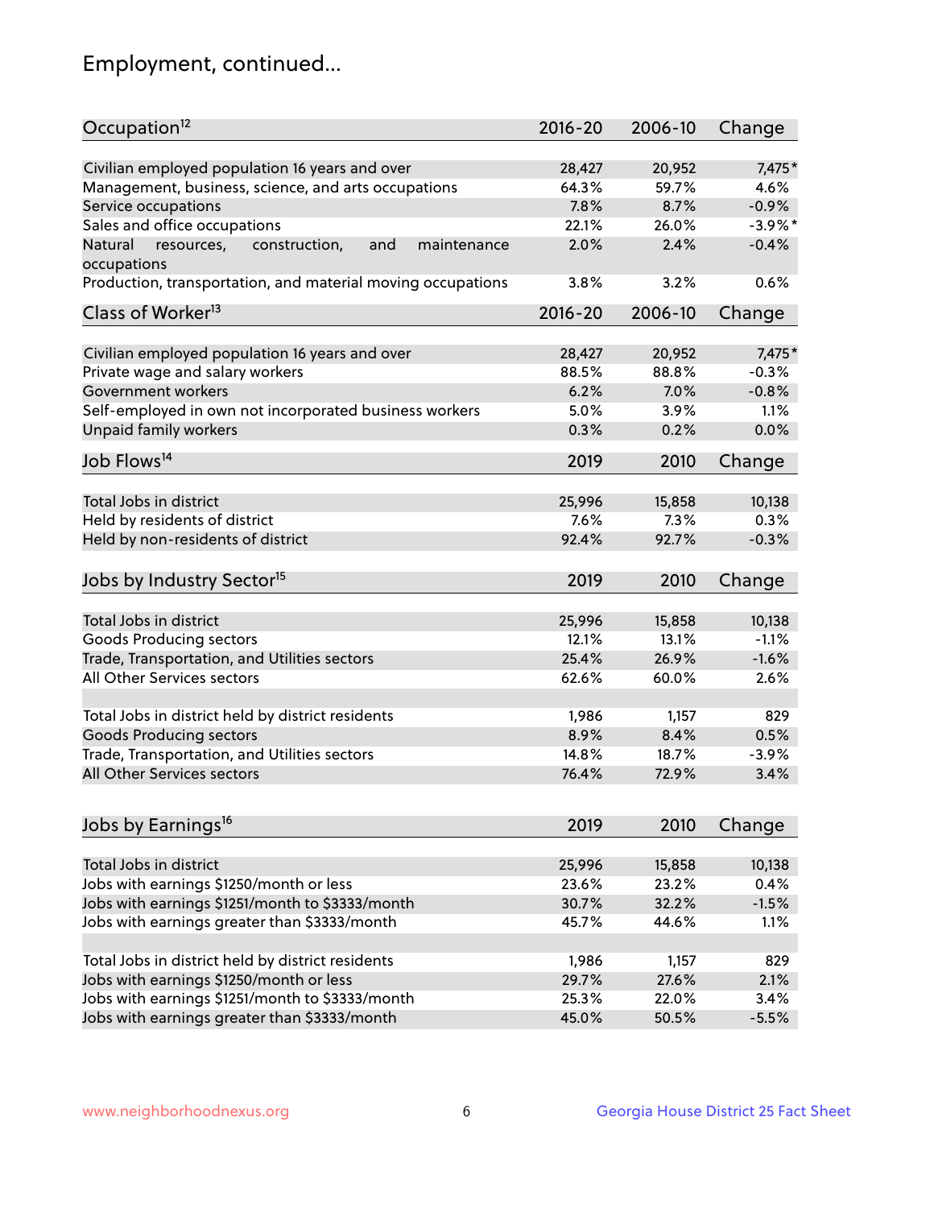## Employment, continued...

| Occupation[12] | 2016-20 | 2006-10 | Change |
|---|---|---|---|
| Civilian employed population 16 years and over | 28,427 | 20,952 | 7,475* |
| Management, business, science, and arts occupations | 64.3% | 59.7% | 4.6% |
| Service occupations | 7.8% | 8.7% | -0.9% |
| Sales and office occupations | 22.1% | 26.0% | -3.9%* |
| Natural resources, construction, and maintenance occupations | 2.0% | 2.4% | -0.4% |
| Production, transportation, and material moving occupations | 3.8% | 3.2% | 0.6% |

| Class of Worker[13] | 2016-20 | 2006-10 | Change |
|---|---|---|---|
| Civilian employed population 16 years and over | 28,427 | 20,952 | 7,475* |
| Private wage and salary workers | 88.5% | 88.8% | -0.3% |
| Government workers | 6.2% | 7.0% | -0.8% |
| Self-employed in own not incorporated business workers | 5.0% | 3.9% | 1.1% |
| Unpaid family workers | 0.3% | 0.2% | 0.0% |

| Job Flows[14] | 2019 | 2010 | Change |
|---|---|---|---|
| Total Jobs in district | 25,996 | 15,858 | 10,138 |
| Held by residents of district | 7.6% | 7.3% | 0.3% |
| Held by non-residents of district | 92.4% | 92.7% | -0.3% |

| Jobs by Industry Sector[15] | 2019 | 2010 | Change |
|---|---|---|---|
| Total Jobs in district | 25,996 | 15,858 | 10,138 |
| Goods Producing sectors | 12.1% | 13.1% | -1.1% |
| Trade, Transportation, and Utilities sectors | 25.4% | 26.9% | -1.6% |
| All Other Services sectors | 62.6% | 60.0% | 2.6% |
| | | | |
| Total Jobs in district held by district residents | 1,986 | 1,157 | 829 |
| Goods Producing sectors | 8.9% | 8.4% | 0.5% |
| Trade, Transportation, and Utilities sectors | 14.8% | 18.7% | -3.9% |
| All Other Services sectors | 76.4% | 72.9% | 3.4% |

| Jobs by Earnings[16] | 2019 | 2010 | Change |
|---|---|---|---|
| Total Jobs in district | 25,996 | 15,858 | 10,138 |
| Jobs with earnings $1250/month or less | 23.6% | 23.2% | 0.4% |
| Jobs with earnings $1251/month to $3333/month | 30.7% | 32.2% | -1.5% |
| Jobs with earnings greater than $3333/month | 45.7% | 44.6% | 1.1% |
| | | | |
| Total Jobs in district held by district residents | 1,986 | 1,157 | 829 |
| Jobs with earnings $1250/month or less | 29.7% | 27.6% | 2.1% |
| Jobs with earnings $1251/month to $3333/month | 25.3% | 22.0% | 3.4% |
| Jobs with earnings greater than $3333/month | 45.0% | 50.5% | -5.5% |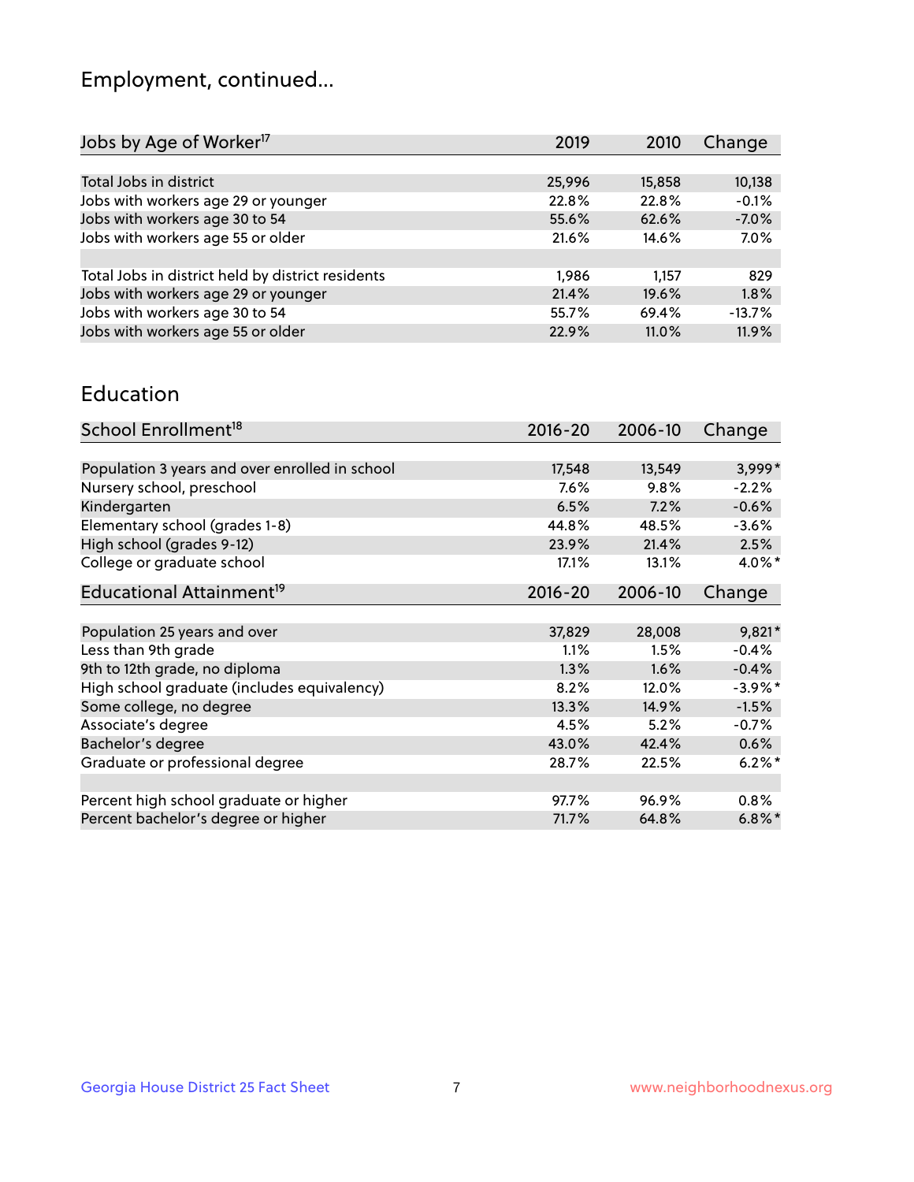## Employment, continued...

| Jobs by Age of Worker[17] | 2019 | 2010 | Change |
|---|---|---|---|
| Total Jobs in district | 25,996 | 15,858 | 10,138 |
| Jobs with workers age 29 or younger | 22.8% | 22.8% | -0.1% |
| Jobs with workers age 30 to 54 | 55.6% | 62.6% | -7.0% |
| Jobs with workers age 55 or older | 21.6% | 14.6% | 7.0% |
| | | | |
| Total Jobs in district held by district residents | 1,986 | 1,157 | 829 |
| Jobs with workers age 29 or younger | 21.4% | 19.6% | 1.8% |
| Jobs with workers age 30 to 54 | 55.7% | 69.4% | -13.7% |
| Jobs with workers age 55 or older | 22.9% | 11.0% | 11.9% |

## Education

| School Enrollment[18] | 2016-20 | 2006-10 | Change |
|---|---|---|---|
| Population 3 years and over enrolled in school | 17,548 | 13,549 | 3,999* |
| Nursery school, preschool | 7.6% | 9.8% | -2.2% |
| Kindergarten | 6.5% | 7.2% | -0.6% |
| Elementary school (grades 1-8) | 44.8% | 48.5% | -3.6% |
| High school (grades 9-12) | 23.9% | 21.4% | 2.5% |
| College or graduate school | 17.1% | 13.1% | 4.0%* |

| Educational Attainment[19] | 2016-20 | 2006-10 | Change |
|---|---|---|---|
| Population 25 years and over | 37,829 | 28,008 | 9,821* |
| Less than 9th grade | 1.1% | 1.5% | -0.4% |
| 9th to 12th grade, no diploma | 1.3% | 1.6% | -0.4% |
| High school graduate (includes equivalency) | 8.2% | 12.0% | -3.9%* |
| Some college, no degree | 13.3% | 14.9% | -1.5% |
| Associate's degree | 4.5% | 5.2% | -0.7% |
| Bachelor's degree | 43.0% | 42.4% | 0.6% |
| Graduate or professional degree | 28.7% | 22.5% | 6.2%* |
| | | | |
| Percent high school graduate or higher | 97.7% | 96.9% | 0.8% |
| Percent bachelor's degree or higher | 71.7% | 64.8% | 6.8%* |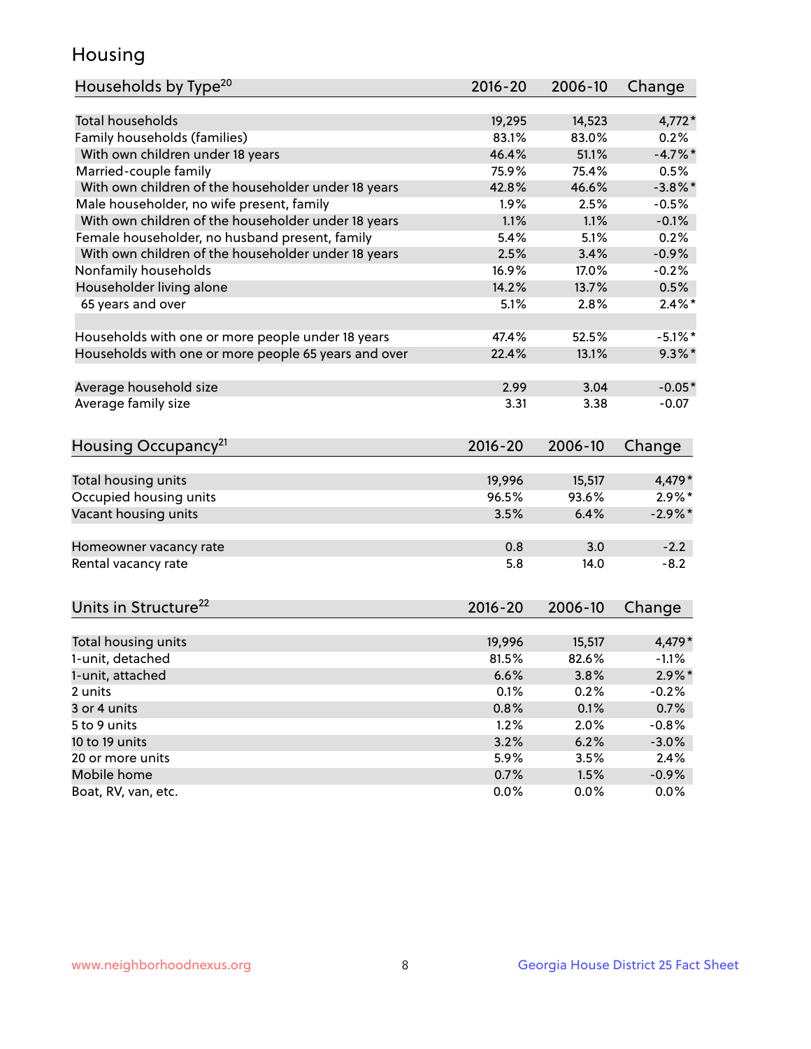# Housing

| Households by Type[20] | 2016-20 | 2006-10 | Change |
|---|---|---|---|
| Total households | 19,295 | 14,523 | 4,772* |
| Family households (families) | 83.1% | 83.0% | 0.2% |
| With own children under 18 years | 46.4% | 51.1% | -4.7%* |
| Married-couple family | 75.9% | 75.4% | 0.5% |
| With own children of the householder under 18 years | 42.8% | 46.6% | -3.8%* |
| Male householder, no wife present, family | 1.9% | 2.5% | -0.5% |
| With own children of the householder under 18 years | 1.1% | 1.1% | -0.1% |
| Female householder, no husband present, family | 5.4% | 5.1% | 0.2% |
| With own children of the householder under 18 years | 2.5% | 3.4% | -0.9% |
| Nonfamily households | 16.9% | 17.0% | -0.2% |
| Householder living alone | 14.2% | 13.7% | 0.5% |
| 65 years and over | 5.1% | 2.8% | 2.4%* |
| | | | |
| Households with one or more people under 18 years | 47.4% | 52.5% | -5.1%* |
| Households with one or more people 65 years and over | 22.4% | 13.1% | 9.3%* |
| | | | |
| Average household size | 2.99 | 3.04 | -0.05* |
| Average family size | 3.31 | 3.38 | -0.07 |

| Housing Occupancy[21] | 2016-20 | 2006-10 | Change |
|---|---|---|---|
| Total housing units | 19,996 | 15,517 | 4,479* |
| Occupied housing units | 96.5% | 93.6% | 2.9%* |
| Vacant housing units | 3.5% | 6.4% | -2.9%* |
| | | | |
| Homeowner vacancy rate | 0.8 | 3.0 | -2.2 |
| Rental vacancy rate | 5.8 | 14.0 | -8.2 |

| Units in Structure[22] | 2016-20 | 2006-10 | Change |
|---|---|---|---|
| Total housing units | 19,996 | 15,517 | 4,479* |
| 1-unit, detached | 81.5% | 82.6% | -1.1% |
| 1-unit, attached | 6.6% | 3.8% | 2.9%* |
| 2 units | 0.1% | 0.2% | -0.2% |
| 3 or 4 units | 0.8% | 0.1% | 0.7% |
| 5 to 9 units | 1.2% | 2.0% | -0.8% |
| 10 to 19 units | 3.2% | 6.2% | -3.0% |
| 20 or more units | 5.9% | 3.5% | 2.4% |
| Mobile home | 0.7% | 1.5% | -0.9% |
| Boat, RV, van, etc. | 0.0% | 0.0% | 0.0% |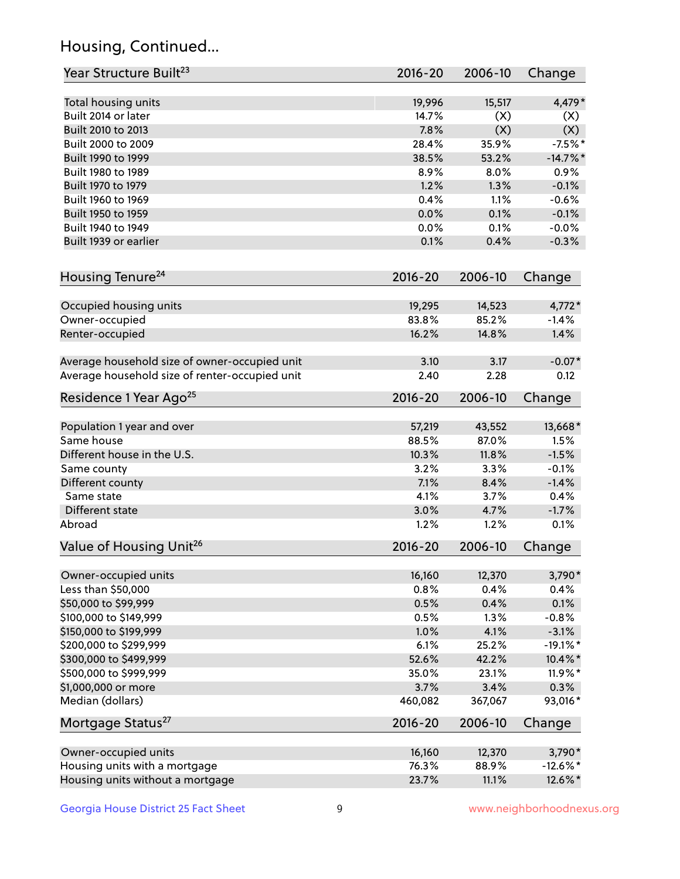## Housing, Continued...

| Year Structure Built[23] | 2016-20 | 2006-10 | Change |
|---|---|---|---|
| Total housing units | 19,996 | 15,517 | 4,479* |
| Built 2014 or later | 14.7% | (X) | (X) |
| Built 2010 to 2013 | 7.8% | (X) | (X) |
| Built 2000 to 2009 | 28.4% | 35.9% | -7.5%* |
| Built 1990 to 1999 | 38.5% | 53.2% | -14.7%* |
| Built 1980 to 1989 | 8.9% | 8.0% | 0.9% |
| Built 1970 to 1979 | 1.2% | 1.3% | -0.1% |
| Built 1960 to 1969 | 0.4% | 1.1% | -0.6% |
| Built 1950 to 1959 | 0.0% | 0.1% | -0.1% |
| Built 1940 to 1949 | 0.0% | 0.1% | -0.0% |
| Built 1939 or earlier | 0.1% | 0.4% | -0.3% |

| Housing Tenure[24] | 2016-20 | 2006-10 | Change |
|---|---|---|---|
| Occupied housing units | 19,295 | 14,523 | 4,772* |
| Owner-occupied | 83.8% | 85.2% | -1.4% |
| Renter-occupied | 16.2% | 14.8% | 1.4% |
| Average household size of owner-occupied unit | 3.10 | 3.17 | -0.07* |
| Average household size of renter-occupied unit | 2.40 | 2.28 | 0.12 |

| Residence 1 Year Ago[25] | 2016-20 | 2006-10 | Change |
|---|---|---|---|
| Population 1 year and over | 57,219 | 43,552 | 13,668* |
| Same house | 88.5% | 87.0% | 1.5% |
| Different house in the U.S. | 10.3% | 11.8% | -1.5% |
| Same county | 3.2% | 3.3% | -0.1% |
| Different county | 7.1% | 8.4% | -1.4% |
| Same state | 4.1% | 3.7% | 0.4% |
| Different state | 3.0% | 4.7% | -1.7% |
| Abroad | 1.2% | 1.2% | 0.1% |

| Value of Housing Unit[26] | 2016-20 | 2006-10 | Change |
|---|---|---|---|
| Owner-occupied units | 16,160 | 12,370 | 3,790* |
| Less than $50,000 | 0.8% | 0.4% | 0.4% |
| $50,000 to $99,999 | 0.5% | 0.4% | 0.1% |
| $100,000 to $149,999 | 0.5% | 1.3% | -0.8% |
| $150,000 to $199,999 | 1.0% | 4.1% | -3.1% |
| $200,000 to $299,999 | 6.1% | 25.2% | -19.1%* |
| $300,000 to $499,999 | 52.6% | 42.2% | 10.4%* |
| $500,000 to $999,999 | 35.0% | 23.1% | 11.9%* |
| $1,000,000 or more | 3.7% | 3.4% | 0.3% |
| Median (dollars) | 460,082 | 367,067 | 93,016* |

| Mortgage Status[27] | 2016-20 | 2006-10 | Change |
|---|---|---|---|
| Owner-occupied units | 16,160 | 12,370 | 3,790* |
| Housing units with a mortgage | 76.3% | 88.9% | -12.6%* |
| Housing units without a mortgage | 23.7% | 11.1% | 12.6%* |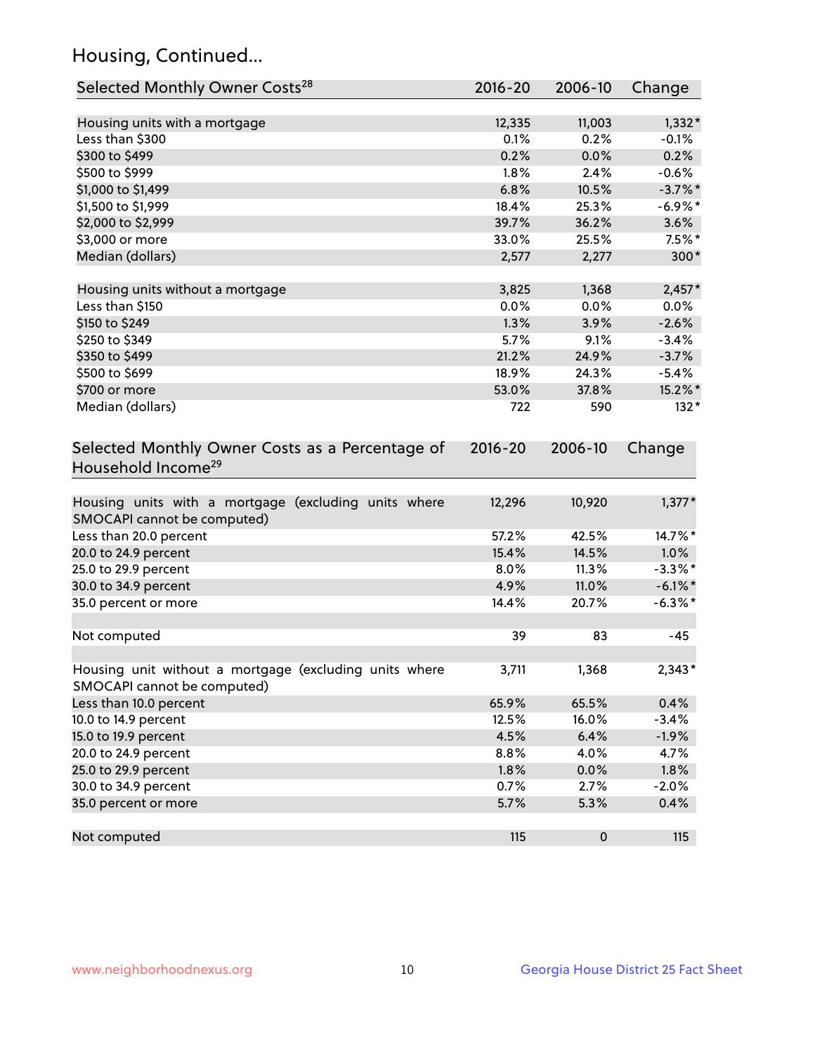## Housing, Continued...

| Selected Monthly Owner Costs[28] | 2016-20 | 2006-10 | Change |
|---|---|---|---|
| Housing units with a mortgage | 12,335 | 11,003 | 1,332* |
| Less than $300 | 0.1% | 0.2% | -0.1% |
| $300 to $499 | 0.2% | 0.0% | 0.2% |
| $500 to $999 | 1.8% | 2.4% | -0.6% |
| $1,000 to $1,499 | 6.8% | 10.5% | -3.7%* |
| $1,500 to $1,999 | 18.4% | 25.3% | -6.9%* |
| $2,000 to $2,999 | 39.7% | 36.2% | 3.6% |
| $3,000 or more | 33.0% | 25.5% | 7.5%* |
| Median (dollars) | 2,577 | 2,277 | 300* |
| | | | |
| Housing units without a mortgage | 3,825 | 1,368 | 2,457* |
| Less than $150 | 0.0% | 0.0% | 0.0% |
| $150 to $249 | 1.3% | 3.9% | -2.6% |
| $250 to $349 | 5.7% | 9.1% | -3.4% |
| $350 to $499 | 21.2% | 24.9% | -3.7% |
| $500 to $699 | 18.9% | 24.3% | -5.4% |
| $700 or more | 53.0% | 37.8% | 15.2%* |
| Median (dollars) | 722 | 590 | 132* |

| Selected Monthly Owner Costs as a Percentage of Household Income[29] | 2016-20 | 2006-10 | Change |
|---|---|---|---|
| Housing units with a mortgage (excluding units where SMOCAPI cannot be computed) | 12,296 | 10,920 | 1,377* |
| Less than 20.0 percent | 57.2% | 42.5% | 14.7%* |
| 20.0 to 24.9 percent | 15.4% | 14.5% | 1.0% |
| 25.0 to 29.9 percent | 8.0% | 11.3% | -3.3%* |
| 30.0 to 34.9 percent | 4.9% | 11.0% | -6.1%* |
| 35.0 percent or more | 14.4% | 20.7% | -6.3%* |
| | | | |
| Not computed | 39 | 83 | -45 |
| | | | |
| Housing unit without a mortgage (excluding units where SMOCAPI cannot be computed) | 3,711 | 1,368 | 2,343* |
| Less than 10.0 percent | 65.9% | 65.5% | 0.4% |
| 10.0 to 14.9 percent | 12.5% | 16.0% | -3.4% |
| 15.0 to 19.9 percent | 4.5% | 6.4% | -1.9% |
| 20.0 to 24.9 percent | 8.8% | 4.0% | 4.7% |
| 25.0 to 29.9 percent | 1.8% | 0.0% | 1.8% |
| 30.0 to 34.9 percent | 0.7% | 2.7% | -2.0% |
| 35.0 percent or more | 5.7% | 5.3% | 0.4% |
| | | | |
| Not computed | 115 | 0 | 115 |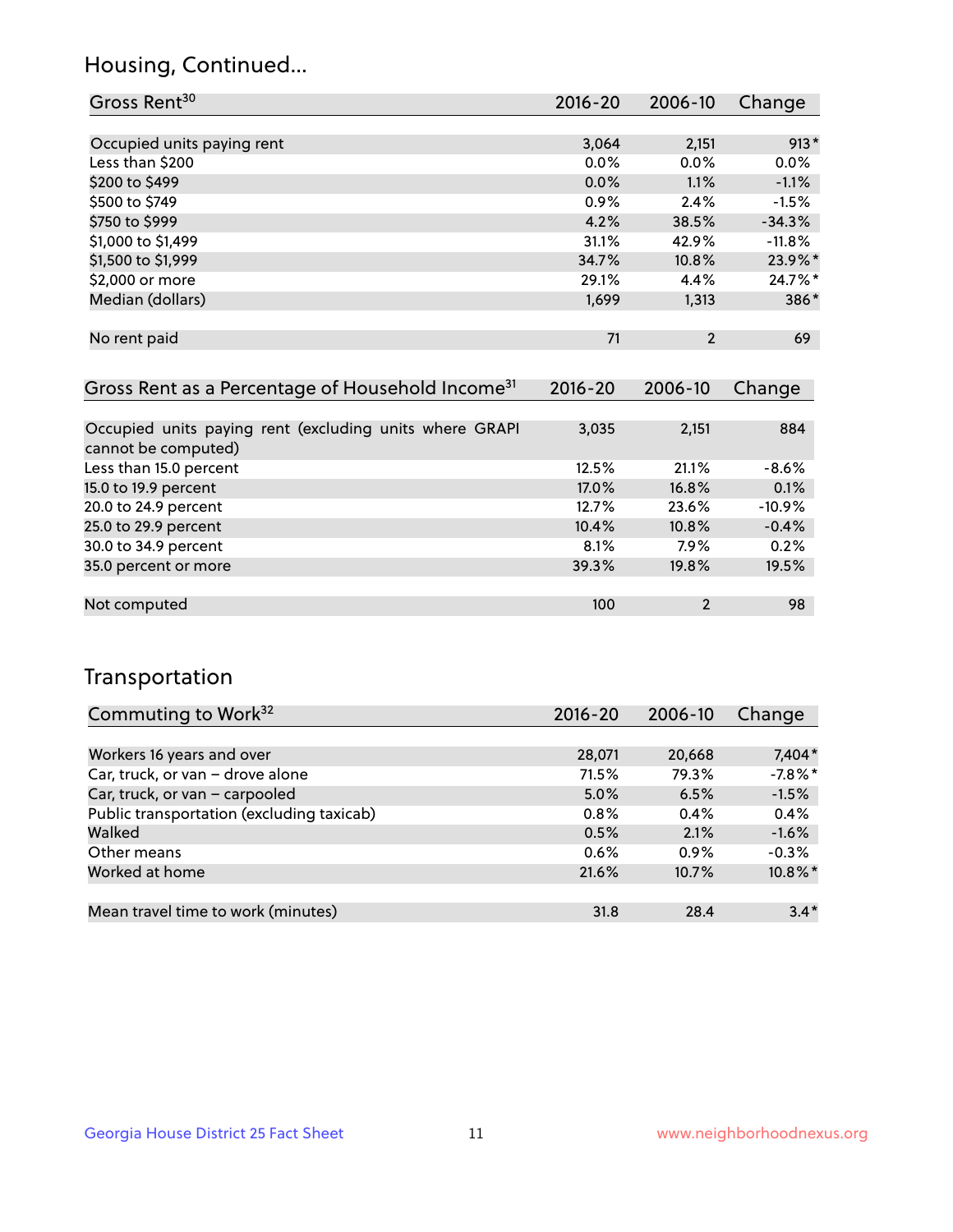## Housing, Continued...

| Gross Rent[30] | 2016-20 | 2006-10 | Change |
|---|---|---|---|
| Occupied units paying rent | 3,064 | 2,151 | 913* |
| Less than $200 | 0.0% | 0.0% | 0.0% |
| $200 to $499 | 0.0% | 1.1% | -1.1% |
| $500 to $749 | 0.9% | 2.4% | -1.5% |
| $750 to $999 | 4.2% | 38.5% | -34.3% |
| $1,000 to $1,499 | 31.1% | 42.9% | -11.8% |
| $1,500 to $1,999 | 34.7% | 10.8% | 23.9%* |
| $2,000 or more | 29.1% | 4.4% | 24.7%* |
| Median (dollars) | 1,699 | 1,313 | 386* |
| No rent paid | 71 | 2 | 69 |

| Gross Rent as a Percentage of Household Income[31] | 2016-20 | 2006-10 | Change |
|---|---|---|---|
| Occupied units paying rent (excluding units where GRAPI cannot be computed) | 3,035 | 2,151 | 884 |
| Less than 15.0 percent | 12.5% | 21.1% | -8.6% |
| 15.0 to 19.9 percent | 17.0% | 16.8% | 0.1% |
| 20.0 to 24.9 percent | 12.7% | 23.6% | -10.9% |
| 25.0 to 29.9 percent | 10.4% | 10.8% | -0.4% |
| 30.0 to 34.9 percent | 8.1% | 7.9% | 0.2% |
| 35.0 percent or more | 39.3% | 19.8% | 19.5% |
| Not computed | 100 | 2 | 98 |

## Transportation

| Commuting to Work[32] | 2016-20 | 2006-10 | Change |
|---|---|---|---|
| Workers 16 years and over | 28,071 | 20,668 | 7,404* |
| Car, truck, or van – drove alone | 71.5% | 79.3% | -7.8%* |
| Car, truck, or van – carpooled | 5.0% | 6.5% | -1.5% |
| Public transportation (excluding taxicab) | 0.8% | 0.4% | 0.4% |
| Walked | 0.5% | 2.1% | -1.6% |
| Other means | 0.6% | 0.9% | -0.3% |
| Worked at home | 21.6% | 10.7% | 10.8%* |
| Mean travel time to work (minutes) | 31.8 | 28.4 | 3.4* |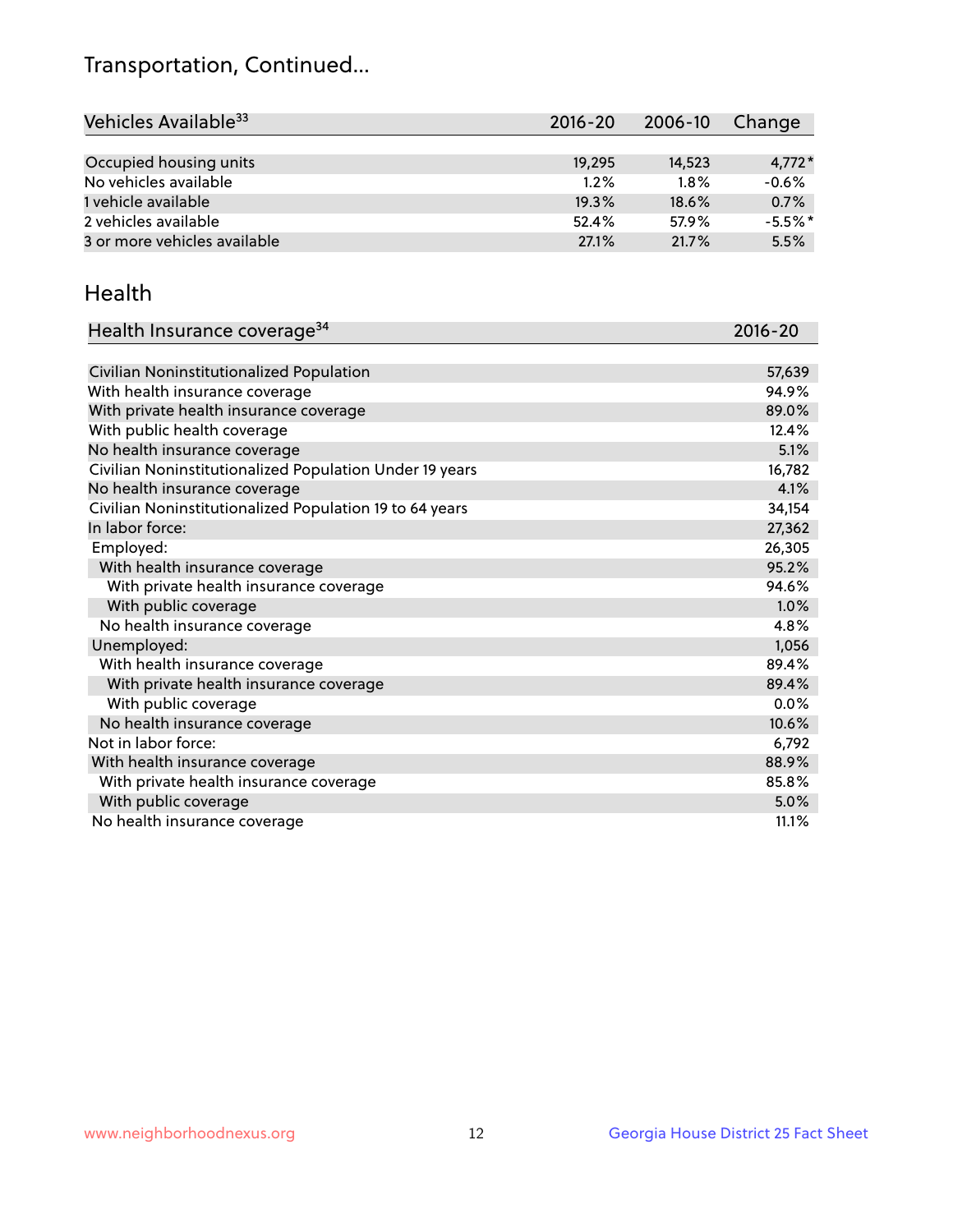## Transportation, Continued...

| Vehicles Available[33] | 2016-20 | 2006-10 | Change |
|---|---|---|---|
| Occupied housing units | 19,295 | 14,523 | 4,772* |
| No vehicles available | 1.2% | 1.8% | -0.6% |
| 1 vehicle available | 19.3% | 18.6% | 0.7% |
| 2 vehicles available | 52.4% | 57.9% | -5.5%* |
| 3 or more vehicles available | 27.1% | 21.7% | 5.5% |

## Health

| Health Insurance coverage[34] | 2016-20 |
|---|---|
| Civilian Noninstitutionalized Population | 57,639 |
| With health insurance coverage | 94.9% |
| With private health insurance coverage | 89.0% |
| With public health coverage | 12.4% |
| No health insurance coverage | 5.1% |
| Civilian Noninstitutionalized Population Under 19 years | 16,782 |
| No health insurance coverage | 4.1% |
| Civilian Noninstitutionalized Population 19 to 64 years | 34,154 |
| In labor force: | 27,362 |
| Employed: | 26,305 |
| With health insurance coverage | 95.2% |
| With private health insurance coverage | 94.6% |
| With public coverage | 1.0% |
| No health insurance coverage | 4.8% |
| Unemployed: | 1,056 |
| With health insurance coverage | 89.4% |
| With private health insurance coverage | 89.4% |
| With public coverage | 0.0% |
| No health insurance coverage | 10.6% |
| Not in labor force: | 6,792 |
| With health insurance coverage | 88.9% |
| With private health insurance coverage | 85.8% |
| With public coverage | 5.0% |
| No health insurance coverage | 11.1% |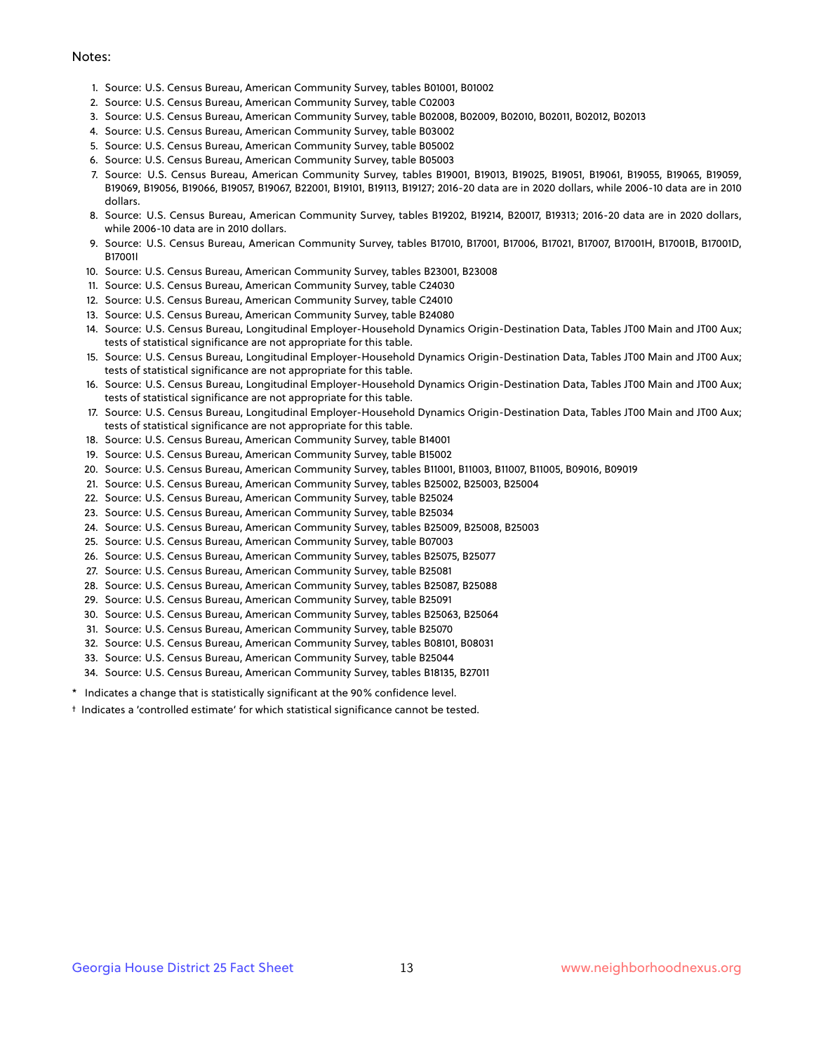Notes:

1. Source: U.S. Census Bureau, American Community Survey, tables B01001, B01002
2. Source: U.S. Census Bureau, American Community Survey, table C02003
3. Source: U.S. Census Bureau, American Community Survey, table B02008, B02009, B02010, B02011, B02012, B02013
4. Source: U.S. Census Bureau, American Community Survey, table B03002
5. Source: U.S. Census Bureau, American Community Survey, table B05002
6. Source: U.S. Census Bureau, American Community Survey, table B05003
7. Source: U.S. Census Bureau, American Community Survey, tables B19001, B19013, B19025, B19051, B19061, B19055, B19065, B19059, B19069, B19056, B19066, B19057, B19067, B22001, B19101, B19113, B19127; 2016-20 data are in 2020 dollars, while 2006-10 data are in 2010 dollars.
8. Source: U.S. Census Bureau, American Community Survey, tables B19202, B19214, B20017, B19313; 2016-20 data are in 2020 dollars, while 2006-10 data are in 2010 dollars.
9. Source: U.S. Census Bureau, American Community Survey, tables B17010, B17001, B17006, B17021, B17007, B17001H, B17001B, B17001D, B17001I
10. Source: U.S. Census Bureau, American Community Survey, tables B23001, B23008
11. Source: U.S. Census Bureau, American Community Survey, table C24030
12. Source: U.S. Census Bureau, American Community Survey, table C24010
13. Source: U.S. Census Bureau, American Community Survey, table B24080
14. Source: U.S. Census Bureau, Longitudinal Employer-Household Dynamics Origin-Destination Data, Tables JT00 Main and JT00 Aux; tests of statistical significance are not appropriate for this table.
15. Source: U.S. Census Bureau, Longitudinal Employer-Household Dynamics Origin-Destination Data, Tables JT00 Main and JT00 Aux; tests of statistical significance are not appropriate for this table.
16. Source: U.S. Census Bureau, Longitudinal Employer-Household Dynamics Origin-Destination Data, Tables JT00 Main and JT00 Aux; tests of statistical significance are not appropriate for this table.
17. Source: U.S. Census Bureau, Longitudinal Employer-Household Dynamics Origin-Destination Data, Tables JT00 Main and JT00 Aux; tests of statistical significance are not appropriate for this table.
18. Source: U.S. Census Bureau, American Community Survey, table B14001
19. Source: U.S. Census Bureau, American Community Survey, table B15002
20. Source: U.S. Census Bureau, American Community Survey, tables B11001, B11003, B11007, B11005, B09016, B09019
21. Source: U.S. Census Bureau, American Community Survey, tables B25002, B25003, B25004
22. Source: U.S. Census Bureau, American Community Survey, table B25024
23. Source: U.S. Census Bureau, American Community Survey, table B25034
24. Source: U.S. Census Bureau, American Community Survey, tables B25009, B25008, B25003
25. Source: U.S. Census Bureau, American Community Survey, table B07003
26. Source: U.S. Census Bureau, American Community Survey, tables B25075, B25077
27. Source: U.S. Census Bureau, American Community Survey, table B25081
28. Source: U.S. Census Bureau, American Community Survey, tables B25087, B25088
29. Source: U.S. Census Bureau, American Community Survey, table B25091
30. Source: U.S. Census Bureau, American Community Survey, tables B25063, B25064
31. Source: U.S. Census Bureau, American Community Survey, table B25070
32. Source: U.S. Census Bureau, American Community Survey, tables B08101, B08031
33. Source: U.S. Census Bureau, American Community Survey, table B25044
34. Source: U.S. Census Bureau, American Community Survey, tables B18135, B27011

\* Indicates a change that is statistically significant at the 90% confidence level.

† Indicates a 'controlled estimate' for which statistical significance cannot be tested.